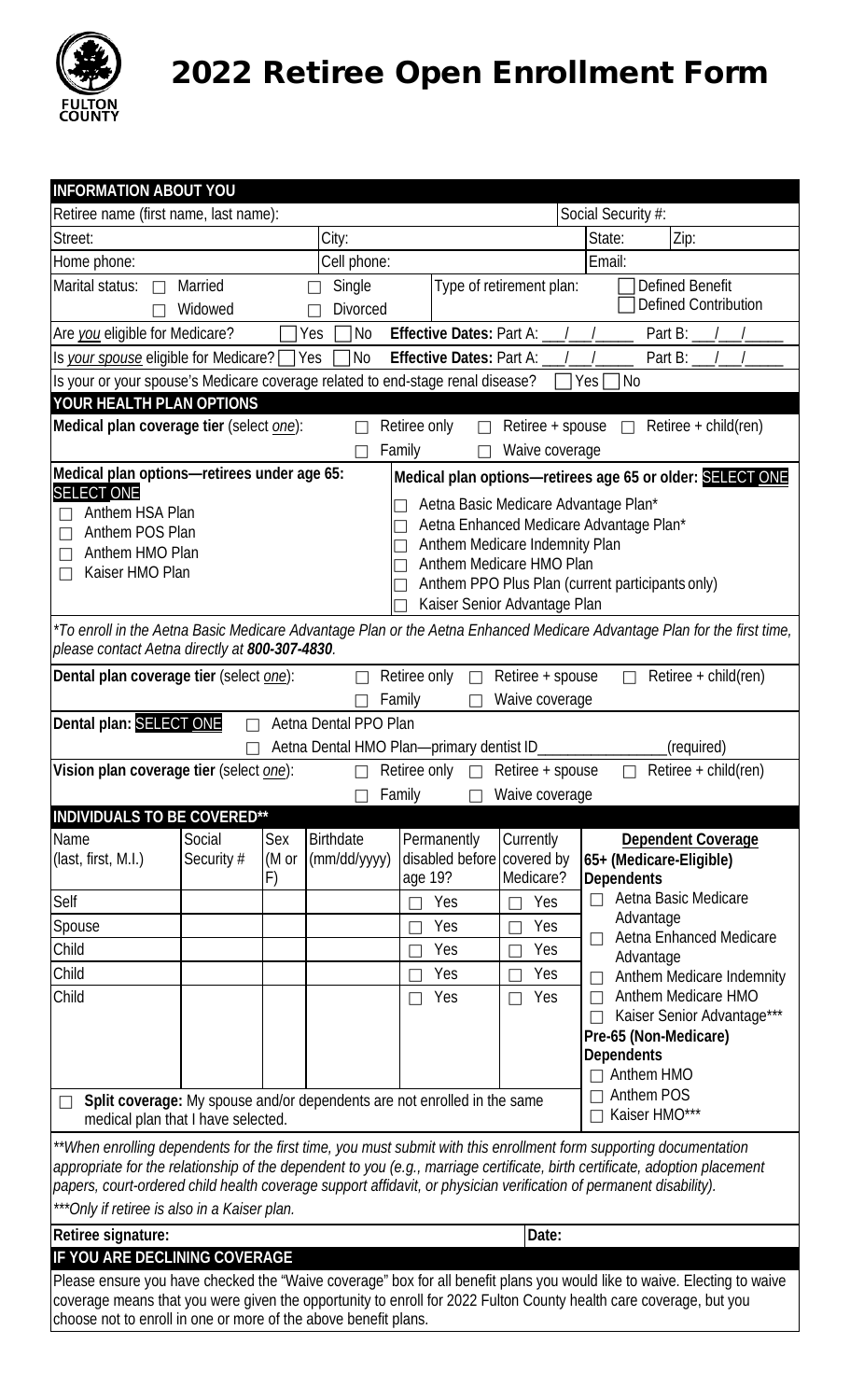FULTON COUNTY

# 2022 Retiree Open Enrollment Form

## INFORMATION ABOUT YOU

Retiree name (first name, last name): Social Security #:

Street: City: State: Zip:

Home phone: Cell phone: Email:

Marital status: ☐ Married ☐ Single ☐ Widowed ☐ Divorced

Type of retirement plan: ☐ Defined Benefit ☐ Defined Contribution

Are *you* eligible for Medicare? ☐ Yes ☐ No **Effective Dates:** Part A: \_\_\_/\_\_\_/\_\_\_\_\_ Part B: \_\_\_/\_\_\_/\_\_\_\_\_

Is *your spouse* eligible for Medicare? ☐ Yes ☐ No **Effective Dates:** Part A: \_\_\_/\_\_\_/\_\_\_\_\_ Part B: \_\_\_/\_\_\_/\_\_\_\_\_

Is your or your spouse's Medicare coverage related to end-stage renal disease? ☐ Yes ☐ No

## YOUR HEALTH PLAN OPTIONS

**Medical plan coverage tier** (select *one*): ☐ Retiree only ☐ Retiree + spouse ☐ Retiree + child(ren) ☐ Family ☐ Waive coverage

**Medical plan options—retirees under age 65:** SELECT ONE

- ☐ Anthem HSA Plan
- ☐ Anthem POS Plan
- ☐ Anthem HMO Plan
- ☐ Kaiser HMO Plan

**Medical plan options—retirees age 65 or older:** SELECT ONE

- ☐ Aetna Basic Medicare Advantage Plan*
- ☐ Aetna Enhanced Medicare Advantage Plan*
- ☐ Anthem Medicare Indemnity Plan
- ☐ Anthem Medicare HMO Plan
- ☐ Anthem PPO Plus Plan (current participants only)
- ☐ Kaiser Senior Advantage Plan

**To enroll in the Aetna Basic Medicare Advantage Plan or the Aetna Enhanced Medicare Advantage Plan for the first time, please contact Aetna directly at 800-307-4830.*

**Dental plan coverage tier** (select *one*): ☐ Retiree only ☐ Retiree + spouse ☐ Retiree + child(ren) ☐ Family ☐ Waive coverage

**Dental plan:** SELECT ONE ☐ Aetna Dental PPO Plan ☐ Aetna Dental HMO Plan—primary dentist ID\_\_\_\_\_\_\_\_\_\_\_\_\_\_\_\_(required)

**Vision plan coverage tier** (select *one*): ☐ Retiree only ☐ Retiree + spouse ☐ Retiree + child(ren) ☐ Family ☐ Waive coverage

## INDIVIDUALS TO BE COVERED**

| Name (last, first, M.I.) | Social Security # | Sex (M or F) | Birthdate (mm/dd/yyyy) | Permanently disabled before age 19? | Currently covered by Medicare? |
|---|---|---|---|---|---|
| Self | | | | ☐ Yes | ☐ Yes |
| Spouse | | | | ☐ Yes | ☐ Yes |
| Child | | | | ☐ Yes | ☐ Yes |
| Child | | | | ☐ Yes | ☐ Yes |
| Child | | | | ☐ Yes | ☐ Yes |

**Dependent Coverage**

**65+ (Medicare-Eligible) Dependents**

- ☐ Aetna Basic Medicare Advantage
- ☐ Aetna Enhanced Medicare Advantage
- ☐ Anthem Medicare Indemnity
- ☐ Anthem Medicare HMO
- ☐ Kaiser Senior Advantage***

**Pre-65 (Non-Medicare) Dependents**

- ☐ Anthem HMO
- ☐ Anthem POS
- ☐ Kaiser HMO***

☐ **Split coverage:** My spouse and/or dependents are not enrolled in the same medical plan that I have selected.

***When enrolling dependents for the first time, you must submit with this enrollment form supporting documentation appropriate for the relationship of the dependent to you (e.g., marriage certificate, birth certificate, adoption placement papers, court-ordered child health coverage support affidavit, or physician verification of permanent disability).*

****Only if retiree is also in a Kaiser plan.*

**Retiree signature:** **Date:**

## IF YOU ARE DECLINING COVERAGE

Please ensure you have checked the "Waive coverage" box for all benefit plans you would like to waive. Electing to waive coverage means that you were given the opportunity to enroll for 2022 Fulton County health care coverage, but you choose not to enroll in one or more of the above benefit plans.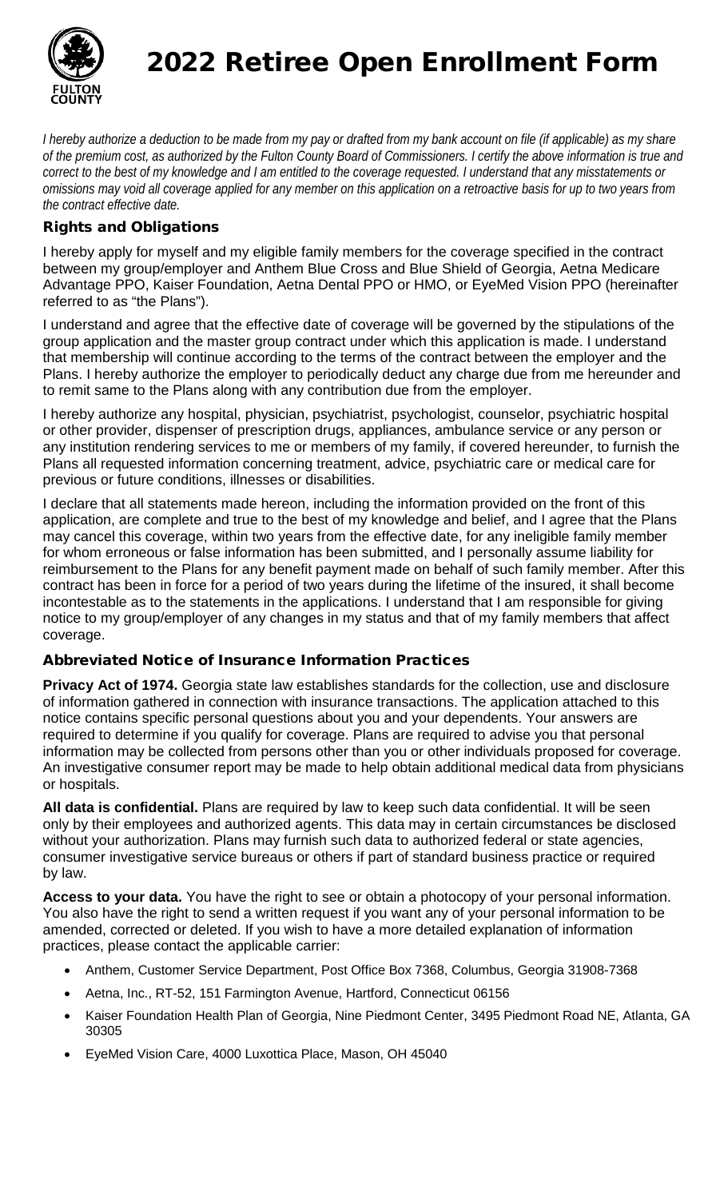# 2022 Retiree Open Enrollment Form

*I hereby authorize a deduction to be made from my pay or drafted from my bank account on file (if applicable) as my share of the premium cost, as authorized by the Fulton County Board of Commissioners. I certify the above information is true and correct to the best of my knowledge and I am entitled to the coverage requested. I understand that any misstatements or omissions may void all coverage applied for any member on this application on a retroactive basis for up to two years from the contract effective date.*

## Rights and Obligations

I hereby apply for myself and my eligible family members for the coverage specified in the contract between my group/employer and Anthem Blue Cross and Blue Shield of Georgia, Aetna Medicare Advantage PPO, Kaiser Foundation, Aetna Dental PPO or HMO, or EyeMed Vision PPO (hereinafter referred to as "the Plans").

I understand and agree that the effective date of coverage will be governed by the stipulations of the group application and the master group contract under which this application is made. I understand that membership will continue according to the terms of the contract between the employer and the Plans. I hereby authorize the employer to periodically deduct any charge due from me hereunder and to remit same to the Plans along with any contribution due from the employer.

I hereby authorize any hospital, physician, psychiatrist, psychologist, counselor, psychiatric hospital or other provider, dispenser of prescription drugs, appliances, ambulance service or any person or any institution rendering services to me or members of my family, if covered hereunder, to furnish the Plans all requested information concerning treatment, advice, psychiatric care or medical care for previous or future conditions, illnesses or disabilities.

I declare that all statements made hereon, including the information provided on the front of this application, are complete and true to the best of my knowledge and belief, and I agree that the Plans may cancel this coverage, within two years from the effective date, for any ineligible family member for whom erroneous or false information has been submitted, and I personally assume liability for reimbursement to the Plans for any benefit payment made on behalf of such family member. After this contract has been in force for a period of two years during the lifetime of the insured, it shall become incontestable as to the statements in the applications. I understand that I am responsible for giving notice to my group/employer of any changes in my status and that of my family members that affect coverage.

## Abbreviated Notice of Insurance Information Practices

**Privacy Act of 1974.** Georgia state law establishes standards for the collection, use and disclosure of information gathered in connection with insurance transactions. The application attached to this notice contains specific personal questions about you and your dependents. Your answers are required to determine if you qualify for coverage. Plans are required to advise you that personal information may be collected from persons other than you or other individuals proposed for coverage. An investigative consumer report may be made to help obtain additional medical data from physicians or hospitals.

**All data is confidential.** Plans are required by law to keep such data confidential. It will be seen only by their employees and authorized agents. This data may in certain circumstances be disclosed without your authorization. Plans may furnish such data to authorized federal or state agencies, consumer investigative service bureaus or others if part of standard business practice or required by law.

**Access to your data.** You have the right to see or obtain a photocopy of your personal information. You also have the right to send a written request if you want any of your personal information to be amended, corrected or deleted. If you wish to have a more detailed explanation of information practices, please contact the applicable carrier:

- Anthem, Customer Service Department, Post Office Box 7368, Columbus, Georgia 31908-7368
- Aetna, Inc., RT-52, 151 Farmington Avenue, Hartford, Connecticut 06156
- Kaiser Foundation Health Plan of Georgia, Nine Piedmont Center, 3495 Piedmont Road NE, Atlanta, GA 30305
- EyeMed Vision Care, 4000 Luxottica Place, Mason, OH 45040